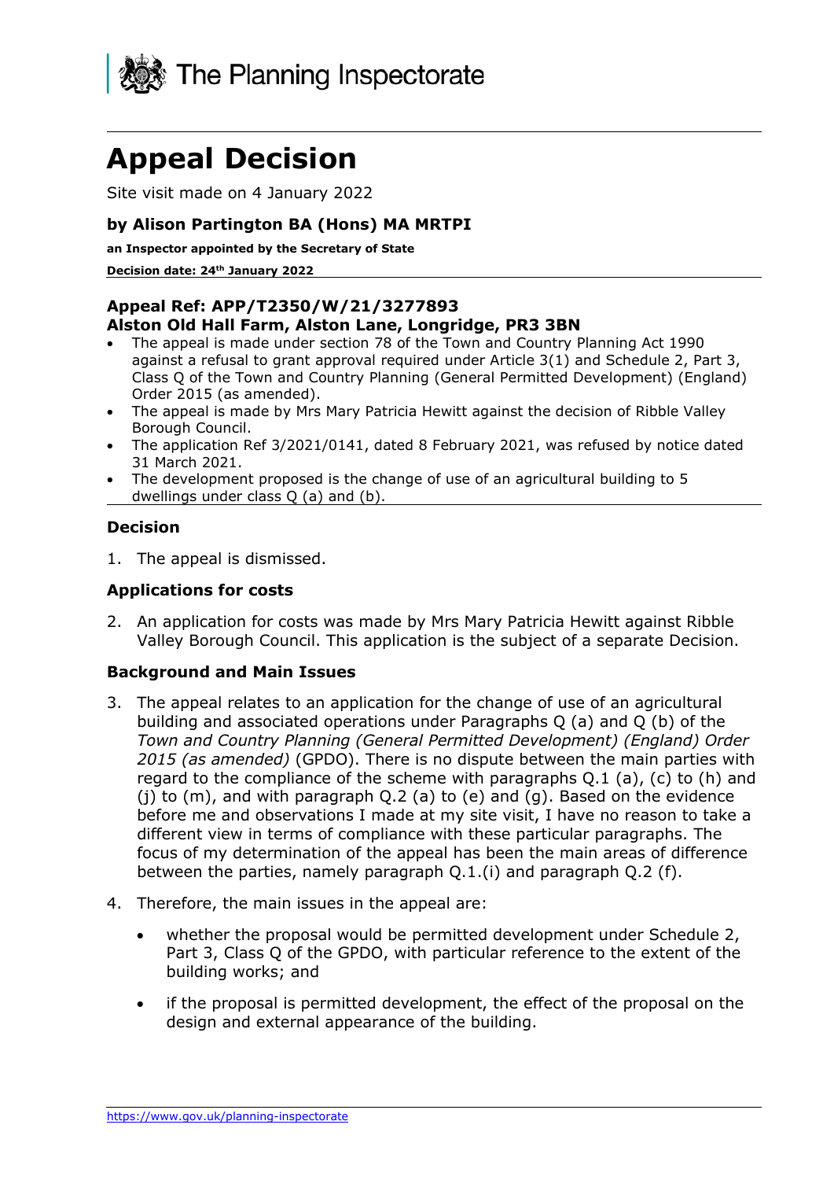The Planning Inspectorate

# Appeal Decision

Site visit made on 4 January 2022

**by Alison Partington BA (Hons) MA MRTPI**

**an Inspector appointed by the Secretary of State**

**Decision date: 24th January 2022**

**Appeal Ref: APP/T2350/W/21/3277893**
**Alston Old Hall Farm, Alston Lane, Longridge, PR3 3BN**

- The appeal is made under section 78 of the Town and Country Planning Act 1990 against a refusal to grant approval required under Article 3(1) and Schedule 2, Part 3, Class Q of the Town and Country Planning (General Permitted Development) (England) Order 2015 (as amended).
- The appeal is made by Mrs Mary Patricia Hewitt against the decision of Ribble Valley Borough Council.
- The application Ref 3/2021/0141, dated 8 February 2021, was refused by notice dated 31 March 2021.
- The development proposed is the change of use of an agricultural building to 5 dwellings under class Q (a) and (b).

### Decision

1. The appeal is dismissed.

### Applications for costs

2. An application for costs was made by Mrs Mary Patricia Hewitt against Ribble Valley Borough Council. This application is the subject of a separate Decision.

### Background and Main Issues

3. The appeal relates to an application for the change of use of an agricultural building and associated operations under Paragraphs Q (a) and Q (b) of the *Town and Country Planning (General Permitted Development) (England) Order 2015 (as amended)* (GPDO). There is no dispute between the main parties with regard to the compliance of the scheme with paragraphs Q.1 (a), (c) to (h) and (j) to (m), and with paragraph Q.2 (a) to (e) and (g). Based on the evidence before me and observations I made at my site visit, I have no reason to take a different view in terms of compliance with these particular paragraphs. The focus of my determination of the appeal has been the main areas of difference between the parties, namely paragraph Q.1.(i) and paragraph Q.2 (f).

4. Therefore, the main issues in the appeal are:

   - whether the proposal would be permitted development under Schedule 2, Part 3, Class Q of the GPDO, with particular reference to the extent of the building works; and
   - if the proposal is permitted development, the effect of the proposal on the design and external appearance of the building.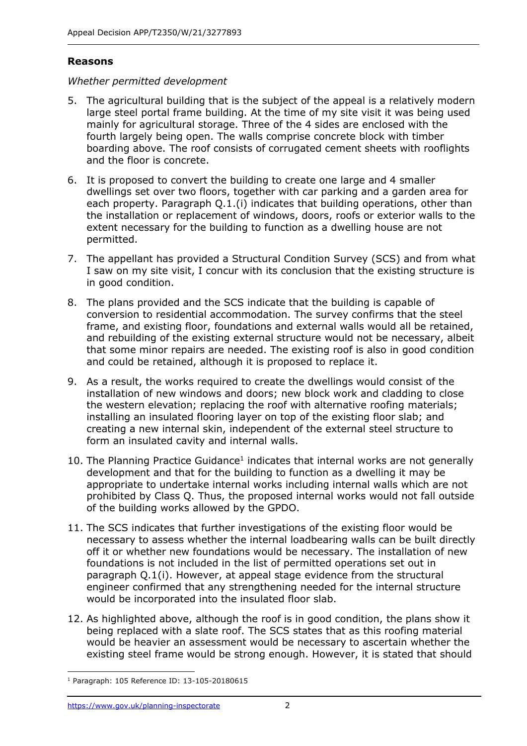## Reasons

*Whether permitted development*

5. The agricultural building that is the subject of the appeal is a relatively modern large steel portal frame building. At the time of my site visit it was being used mainly for agricultural storage. Three of the 4 sides are enclosed with the fourth largely being open. The walls comprise concrete block with timber boarding above. The roof consists of corrugated cement sheets with rooflights and the floor is concrete.

6. It is proposed to convert the building to create one large and 4 smaller dwellings set over two floors, together with car parking and a garden area for each property. Paragraph Q.1.(i) indicates that building operations, other than the installation or replacement of windows, doors, roofs or exterior walls to the extent necessary for the building to function as a dwelling house are not permitted.

7. The appellant has provided a Structural Condition Survey (SCS) and from what I saw on my site visit, I concur with its conclusion that the existing structure is in good condition.

8. The plans provided and the SCS indicate that the building is capable of conversion to residential accommodation. The survey confirms that the steel frame, and existing floor, foundations and external walls would all be retained, and rebuilding of the existing external structure would not be necessary, albeit that some minor repairs are needed. The existing roof is also in good condition and could be retained, although it is proposed to replace it.

9. As a result, the works required to create the dwellings would consist of the installation of new windows and doors; new block work and cladding to close the western elevation; replacing the roof with alternative roofing materials; installing an insulated flooring layer on top of the existing floor slab; and creating a new internal skin, independent of the external steel structure to form an insulated cavity and internal walls.

10. The Planning Practice Guidance[1] indicates that internal works are not generally development and that for the building to function as a dwelling it may be appropriate to undertake internal works including internal walls which are not prohibited by Class Q. Thus, the proposed internal works would not fall outside of the building works allowed by the GPDO.

11. The SCS indicates that further investigations of the existing floor would be necessary to assess whether the internal loadbearing walls can be built directly off it or whether new foundations would be necessary. The installation of new foundations is not included in the list of permitted operations set out in paragraph Q.1(i). However, at appeal stage evidence from the structural engineer confirmed that any strengthening needed for the internal structure would be incorporated into the insulated floor slab.

12. As highlighted above, although the roof is in good condition, the plans show it being replaced with a slate roof. The SCS states that as this roofing material would be heavier an assessment would be necessary to ascertain whether the existing steel frame would be strong enough. However, it is stated that should

[1] Paragraph: 105 Reference ID: 13-105-20180615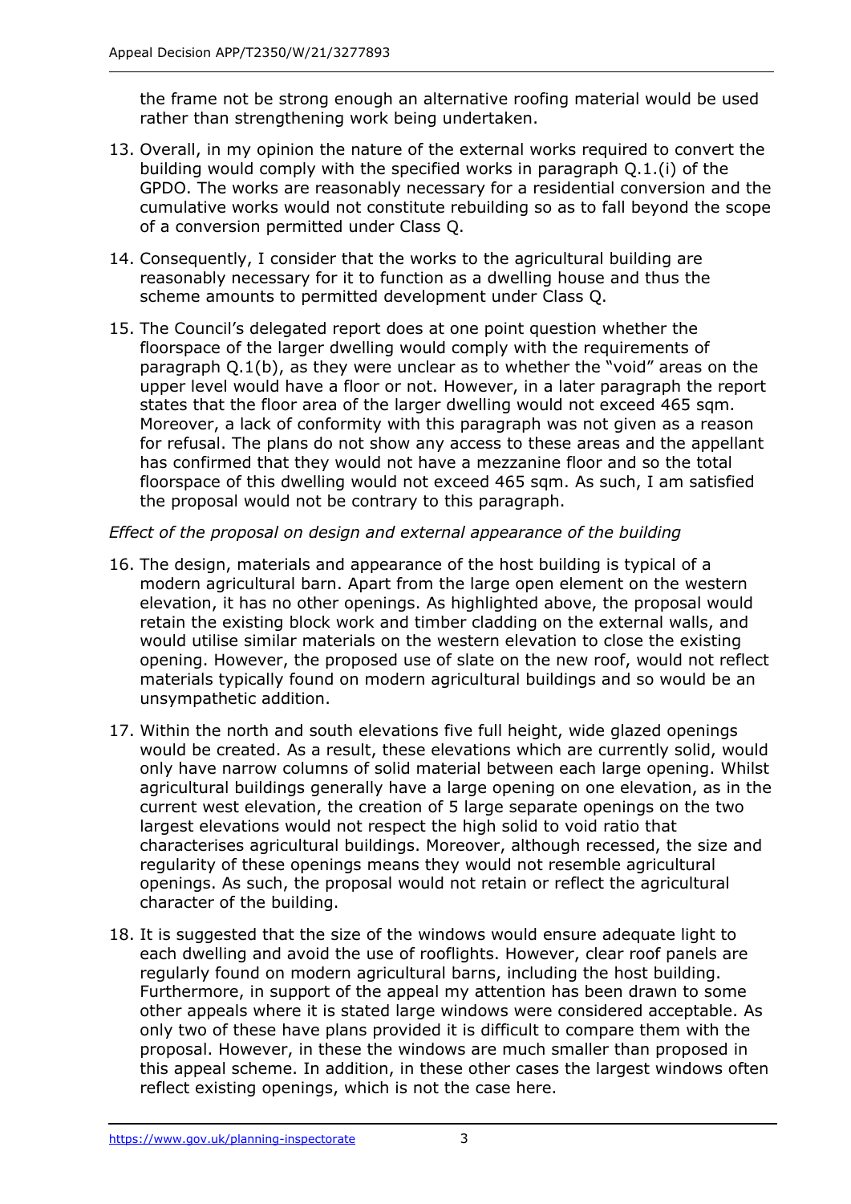the frame not be strong enough an alternative roofing material would be used rather than strengthening work being undertaken.

13. Overall, in my opinion the nature of the external works required to convert the building would comply with the specified works in paragraph Q.1.(i) of the GPDO. The works are reasonably necessary for a residential conversion and the cumulative works would not constitute rebuilding so as to fall beyond the scope of a conversion permitted under Class Q.

14. Consequently, I consider that the works to the agricultural building are reasonably necessary for it to function as a dwelling house and thus the scheme amounts to permitted development under Class Q.

15. The Council's delegated report does at one point question whether the floorspace of the larger dwelling would comply with the requirements of paragraph Q.1(b), as they were unclear as to whether the "void" areas on the upper level would have a floor or not. However, in a later paragraph the report states that the floor area of the larger dwelling would not exceed 465 sqm. Moreover, a lack of conformity with this paragraph was not given as a reason for refusal. The plans do not show any access to these areas and the appellant has confirmed that they would not have a mezzanine floor and so the total floorspace of this dwelling would not exceed 465 sqm. As such, I am satisfied the proposal would not be contrary to this paragraph.

*Effect of the proposal on design and external appearance of the building*

16. The design, materials and appearance of the host building is typical of a modern agricultural barn. Apart from the large open element on the western elevation, it has no other openings. As highlighted above, the proposal would retain the existing block work and timber cladding on the external walls, and would utilise similar materials on the western elevation to close the existing opening. However, the proposed use of slate on the new roof, would not reflect materials typically found on modern agricultural buildings and so would be an unsympathetic addition.

17. Within the north and south elevations five full height, wide glazed openings would be created. As a result, these elevations which are currently solid, would only have narrow columns of solid material between each large opening. Whilst agricultural buildings generally have a large opening on one elevation, as in the current west elevation, the creation of 5 large separate openings on the two largest elevations would not respect the high solid to void ratio that characterises agricultural buildings. Moreover, although recessed, the size and regularity of these openings means they would not resemble agricultural openings. As such, the proposal would not retain or reflect the agricultural character of the building.

18. It is suggested that the size of the windows would ensure adequate light to each dwelling and avoid the use of rooflights. However, clear roof panels are regularly found on modern agricultural barns, including the host building. Furthermore, in support of the appeal my attention has been drawn to some other appeals where it is stated large windows were considered acceptable. As only two of these have plans provided it is difficult to compare them with the proposal. However, in these the windows are much smaller than proposed in this appeal scheme. In addition, in these other cases the largest windows often reflect existing openings, which is not the case here.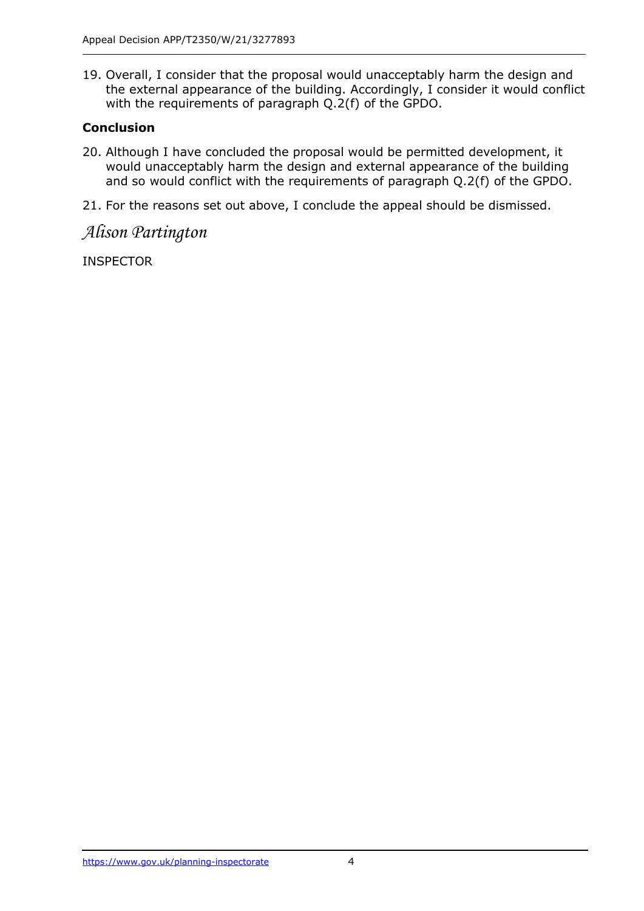19. Overall, I consider that the proposal would unacceptably harm the design and the external appearance of the building. Accordingly, I consider it would conflict with the requirements of paragraph Q.2(f) of the GPDO.

**Conclusion**

20. Although I have concluded the proposal would be permitted development, it would unacceptably harm the design and external appearance of the building and so would conflict with the requirements of paragraph Q.2(f) of the GPDO.

21. For the reasons set out above, I conclude the appeal should be dismissed.

*Alison Partington*

INSPECTOR